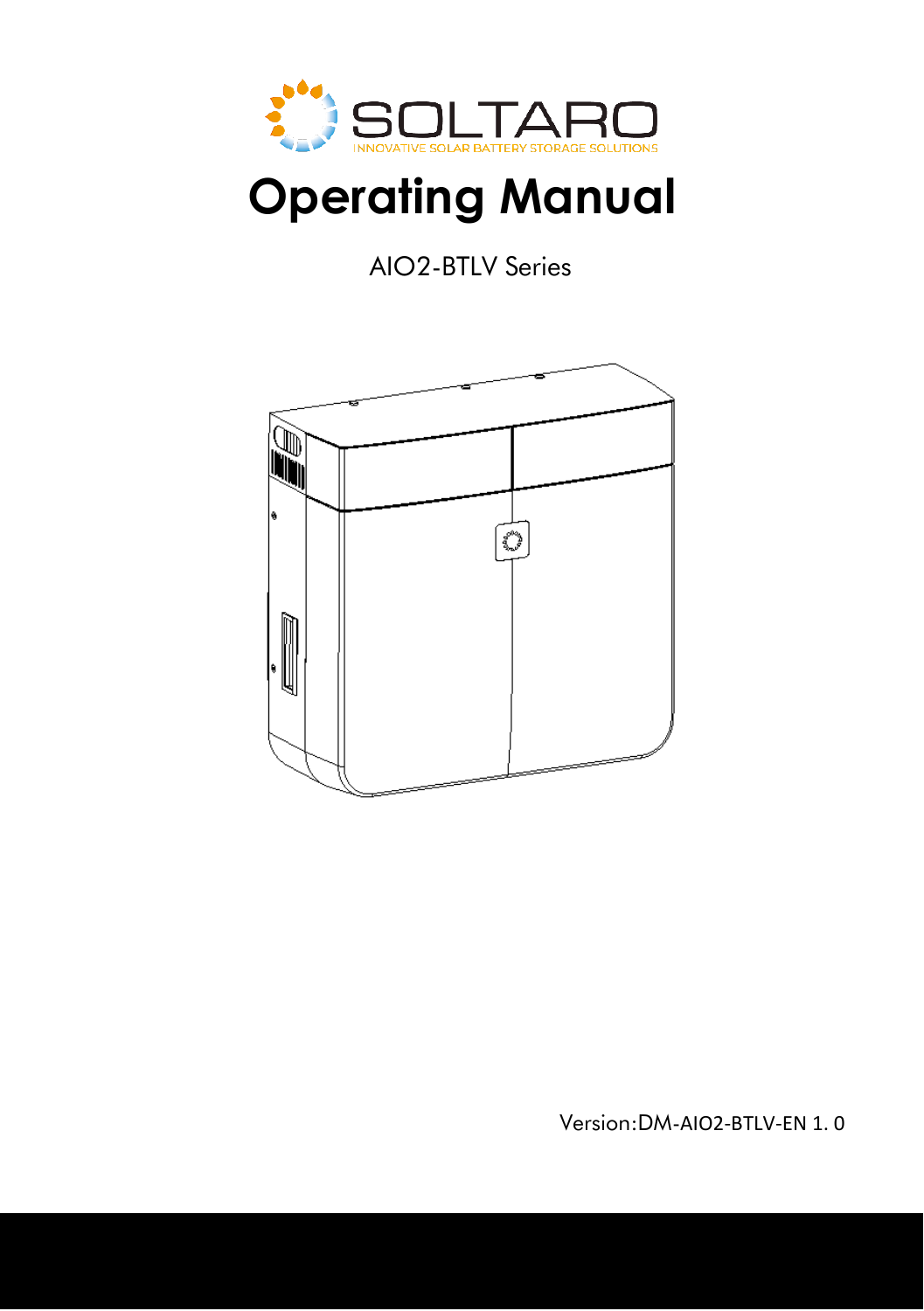SOLTARO

INNOVATIVE SOLAR BATTERY STORAGE SOLUTIONS

# Operating Manual

AIO2-BTLV Series

Version:DM-AIO2-BTLV-EN 1. 0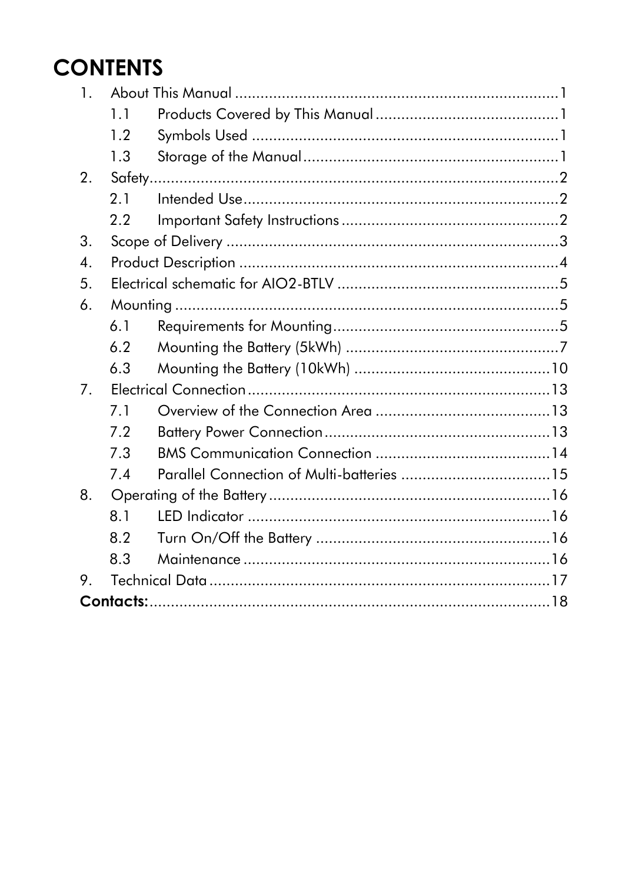# CONTENTS

1. About This Manual .......................................................................... 1
    - 1.1 Products Covered by This Manual .......................................... 1
    - 1.2 Symbols Used ........................................................................ 1
    - 1.3 Storage of the Manual ............................................................ 1
2. Safety ............................................................................................... 2
    - 2.1 Intended Use .......................................................................... 2
    - 2.2 Important Safety Instructions ................................................. 2
3. Scope of Delivery ............................................................................. 3
4. Product Description .......................................................................... 4
5. Electrical schematic for AIO2-BTLV .................................................... 5
6. Mounting .......................................................................................... 5
    - 6.1 Requirements for Mounting ..................................................... 5
    - 6.2 Mounting the Battery (5kWh) .................................................. 7
    - 6.3 Mounting the Battery (10kWh) .............................................. 10
7. Electrical Connection ...................................................................... 13
    - 7.1 Overview of the Connection Area .......................................... 13
    - 7.2 Battery Power Connection ..................................................... 13
    - 7.3 BMS Communication Connection .......................................... 14
    - 7.4 Parallel Connection of Multi-batteries ................................... 15
8. Operating of the Battery ................................................................. 16
    - 8.1 LED Indicator ....................................................................... 16
    - 8.2 Turn On/Off the Battery ....................................................... 16
    - 8.3 Maintenance ........................................................................ 16
9. Technical Data ................................................................................ 17

**Contacts:** .......................................................................................... 18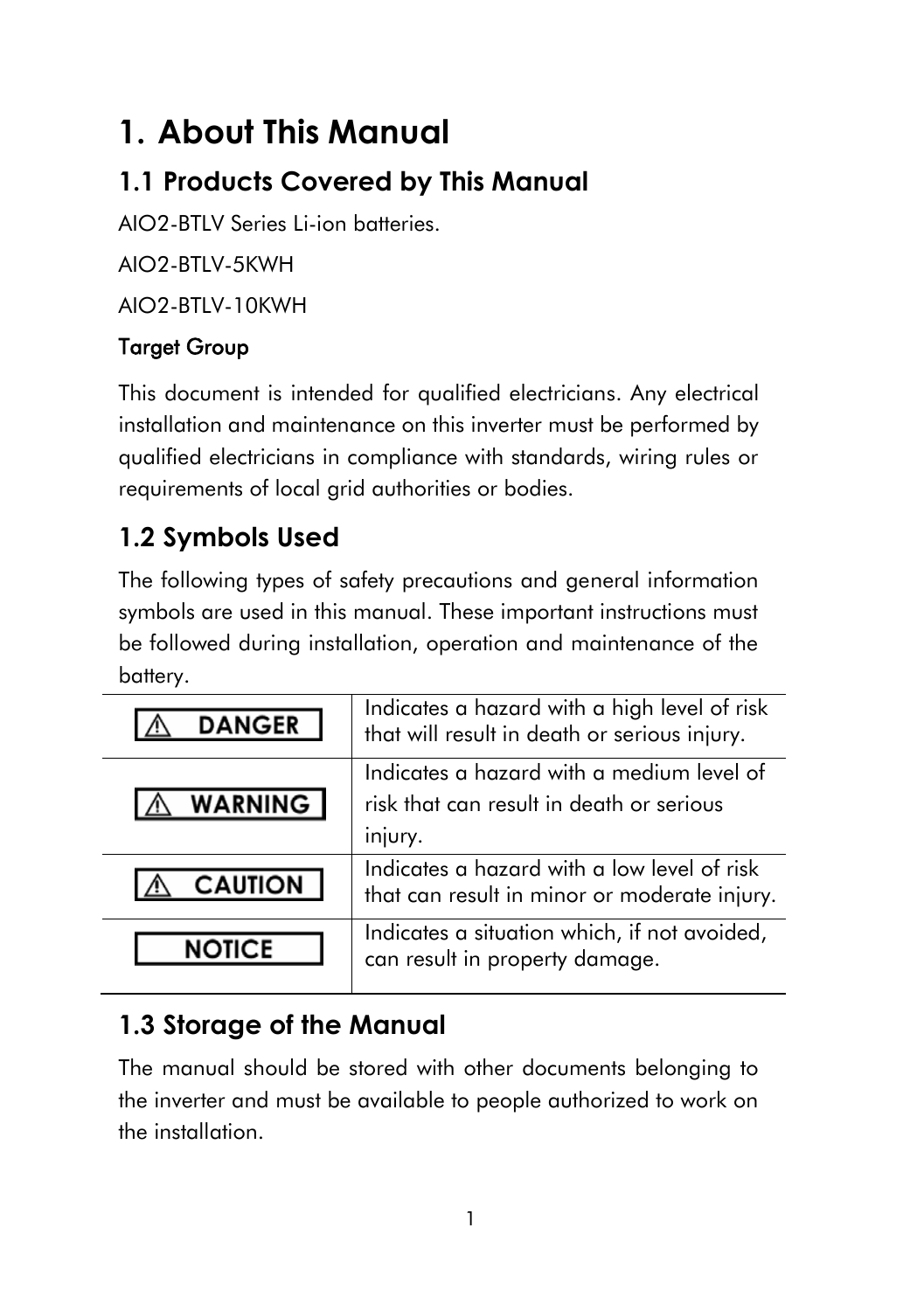# 1. About This Manual

## 1.1 Products Covered by This Manual

AIO2-BTLV Series Li-ion batteries.

AIO2-BTLV-5KWH

AIO2-BTLV-10KWH

**Target Group**

This document is intended for qualified electricians. Any electrical installation and maintenance on this inverter must be performed by qualified electricians in compliance with standards, wiring rules or requirements of local grid authorities or bodies.

## 1.2 Symbols Used

The following types of safety precautions and general information symbols are used in this manual. These important instructions must be followed during installation, operation and maintenance of the battery.

| Symbol | Description |
| --- | --- |
| ⚠ DANGER | Indicates a hazard with a high level of risk that will result in death or serious injury. |
| ⚠ WARNING | Indicates a hazard with a medium level of risk that can result in death or serious injury. |
| ⚠ CAUTION | Indicates a hazard with a low level of risk that can result in minor or moderate injury. |
| NOTICE | Indicates a situation which, if not avoided, can result in property damage. |

## 1.3 Storage of the Manual

The manual should be stored with other documents belonging to the inverter and must be available to people authorized to work on the installation.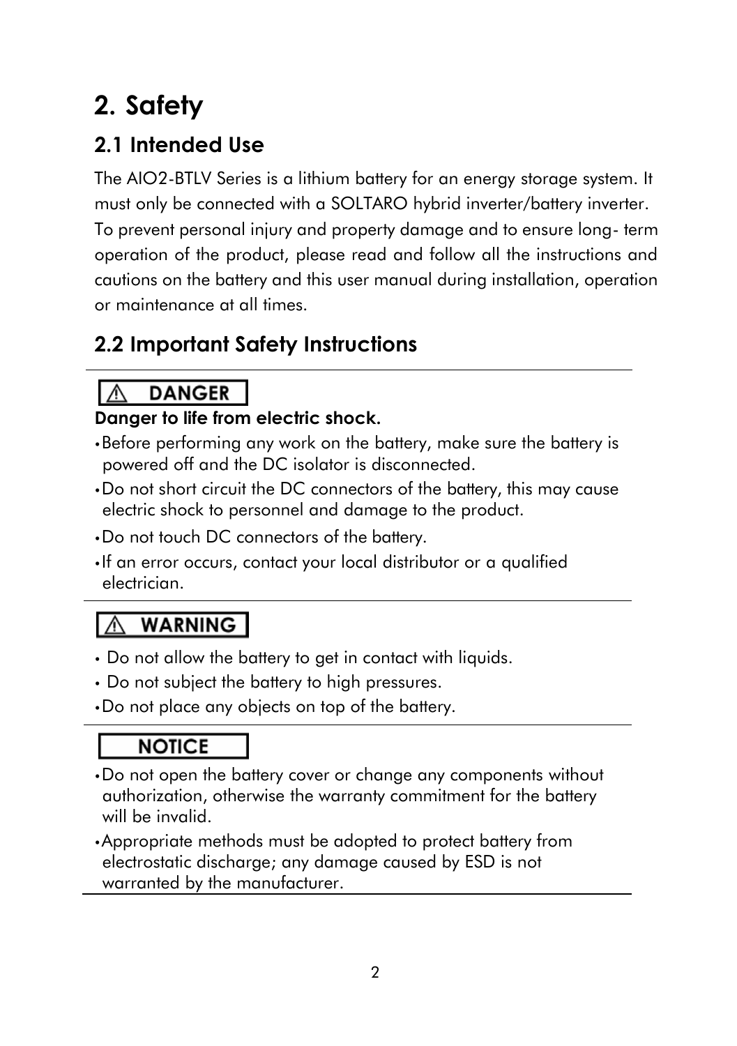# 2. Safety

## 2.1 Intended Use

The AIO2-BTLV Series is a lithium battery for an energy storage system. It must only be connected with a SOLTARO hybrid inverter/battery inverter. To prevent personal injury and property damage and to ensure long- term operation of the product, please read and follow all the instructions and cautions on the battery and this user manual during installation, operation or maintenance at all times.

## 2.2 Important Safety Instructions

**⚠ DANGER**

**Danger to life from electric shock.**

- Before performing any work on the battery, make sure the battery is powered off and the DC isolator is disconnected.
- Do not short circuit the DC connectors of the battery, this may cause electric shock to personnel and damage to the product.
- Do not touch DC connectors of the battery.
- If an error occurs, contact your local distributor or a qualified electrician.

**⚠ WARNING**

- Do not allow the battery to get in contact with liquids.
- Do not subject the battery to high pressures.
- Do not place any objects on top of the battery.

**NOTICE**

- Do not open the battery cover or change any components without authorization, otherwise the warranty commitment for the battery will be invalid.
- Appropriate methods must be adopted to protect battery from electrostatic discharge; any damage caused by ESD is not warranted by the manufacturer.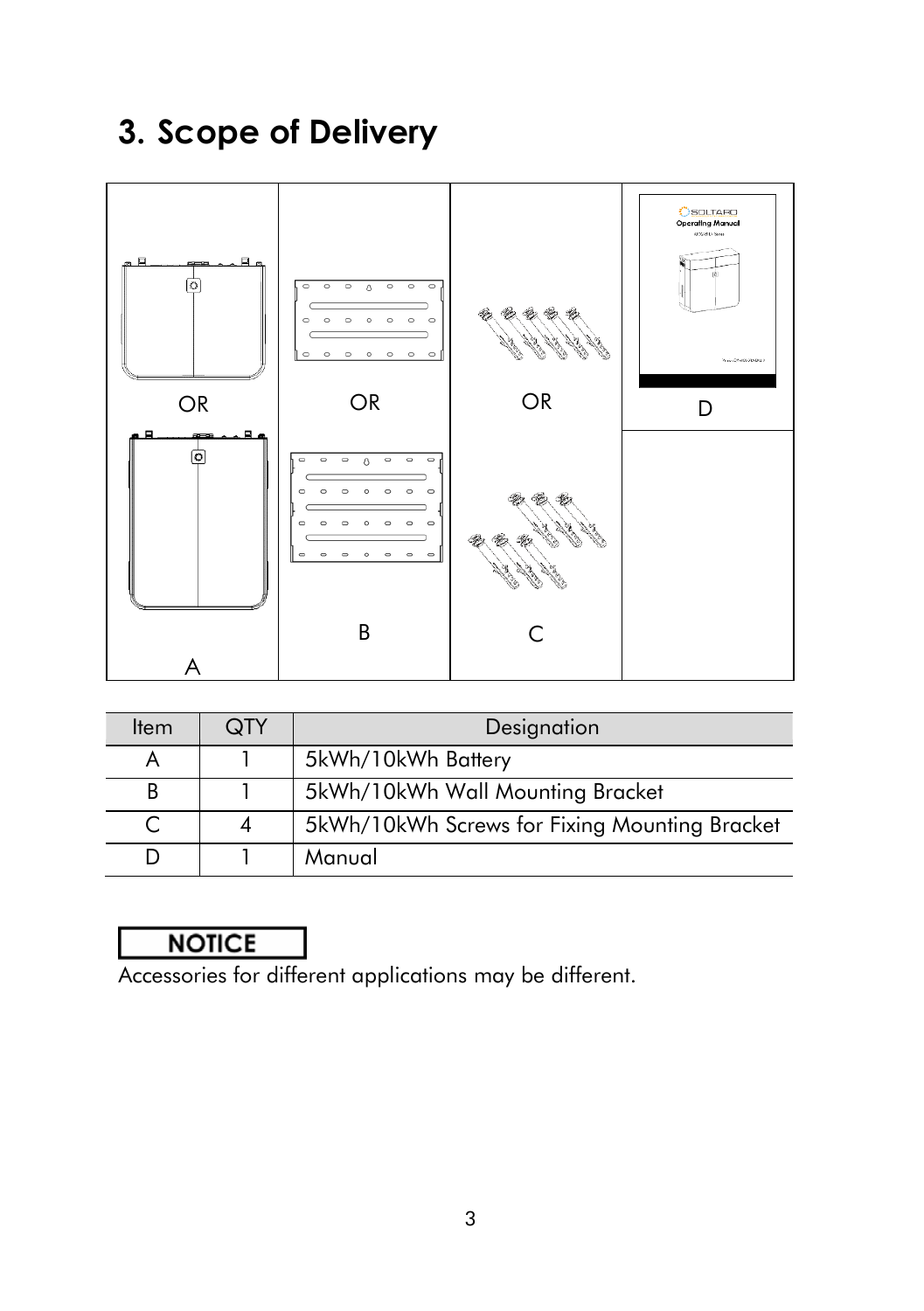# 3. Scope of Delivery

| OR | OR | OR | D |
|---|---|---|---|
| A | B | C | |

| Item | QTY | Designation |
|---|---|---|
| A | 1 | 5kWh/10kWh Battery |
| B | 1 | 5kWh/10kWh Wall Mounting Bracket |
| C | 4 | 5kWh/10kWh Screws for Fixing Mounting Bracket |
| D | 1 | Manual |

**NOTICE**

Accessories for different applications may be different.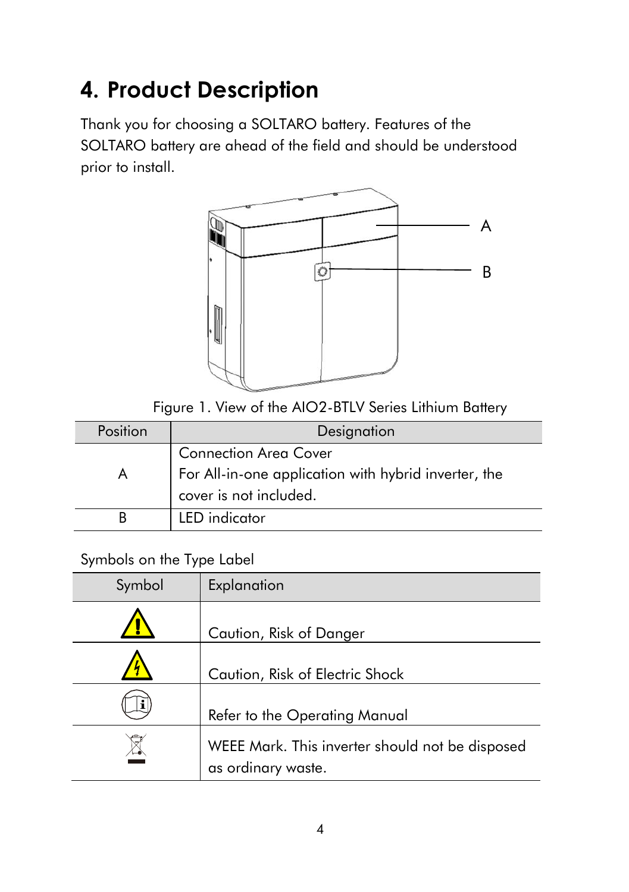# 4. Product Description

Thank you for choosing a SOLTARO battery. Features of the SOLTARO battery are ahead of the field and should be understood prior to install.

Figure 1. View of the AIO2-BTLV Series Lithium Battery

| Position | Designation |
| --- | --- |
| A | Connection Area Cover<br>For All-in-one application with hybrid inverter, the cover is not included. |
| B | LED indicator |

Symbols on the Type Label

| Symbol | Explanation |
| --- | --- |
| | Caution, Risk of Danger |
| | Caution, Risk of Electric Shock |
| | Refer to the Operating Manual |
| | WEEE Mark. This inverter should not be disposed as ordinary waste. |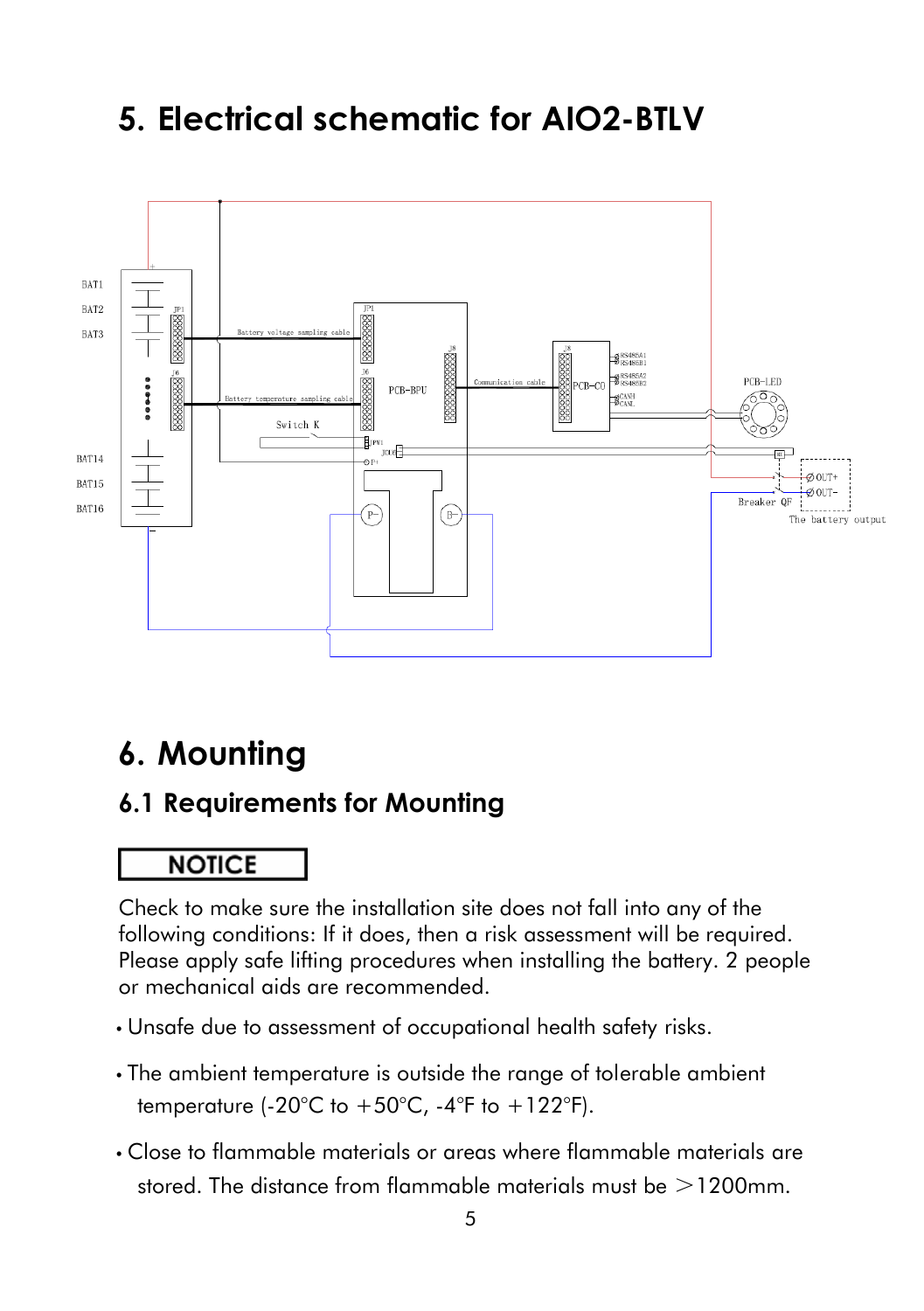# 5. Electrical schematic for AIO2-BTLV

# 6. Mounting

## 6.1 Requirements for Mounting

**NOTICE**

Check to make sure the installation site does not fall into any of the following conditions: If it does, then a risk assessment will be required. Please apply safe lifting procedures when installing the battery. 2 people or mechanical aids are recommended.

- Unsafe due to assessment of occupational health safety risks.
- The ambient temperature is outside the range of tolerable ambient temperature (-20°C to +50°C, -4°F to +122°F).
- Close to flammable materials or areas where flammable materials are stored. The distance from flammable materials must be >1200mm.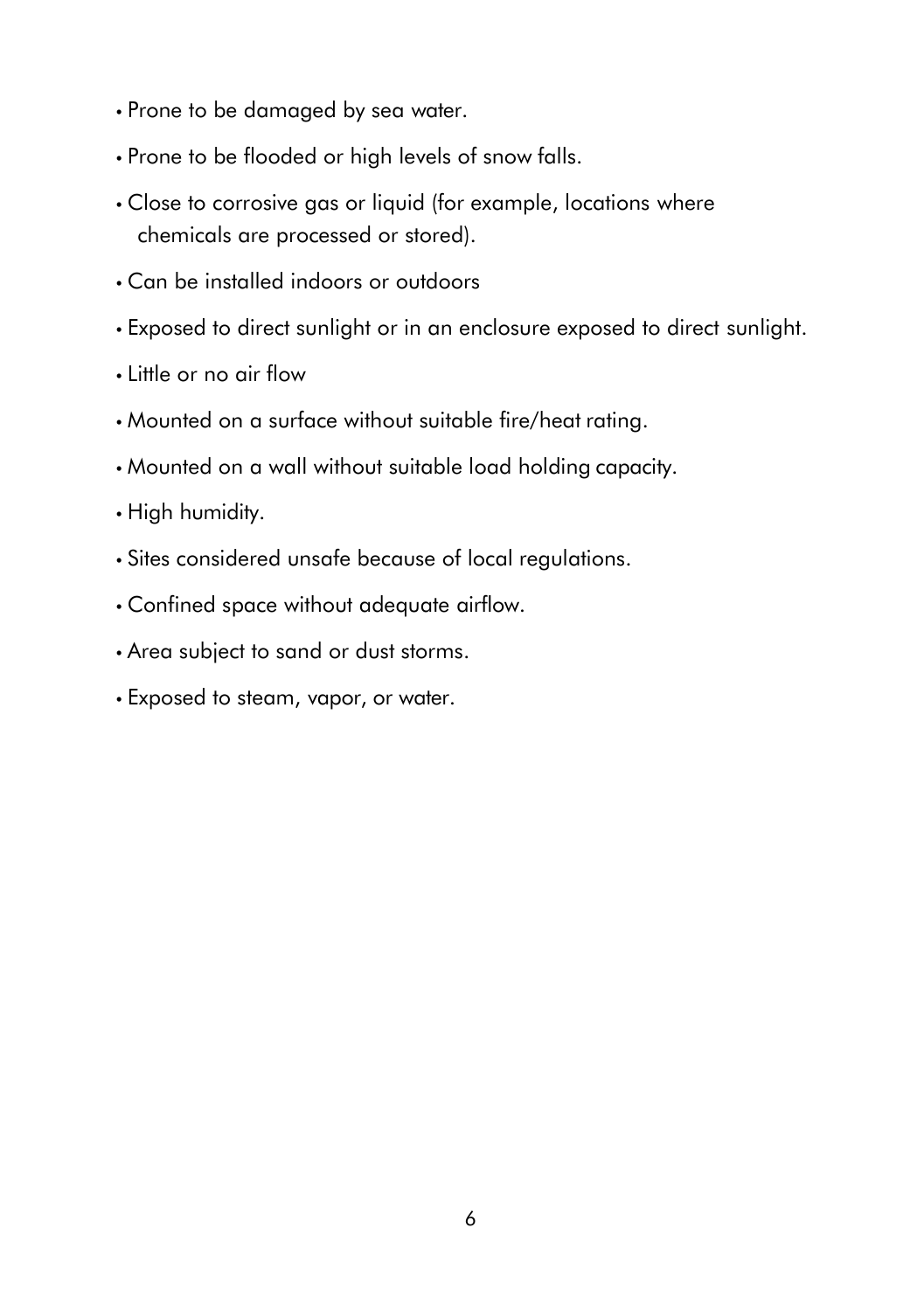- Prone to be damaged by sea water.
- Prone to be flooded or high levels of snow falls.
- Close to corrosive gas or liquid (for example, locations where chemicals are processed or stored).
- Can be installed indoors or outdoors
- Exposed to direct sunlight or in an enclosure exposed to direct sunlight.
- Little or no air flow
- Mounted on a surface without suitable fire/heat rating.
- Mounted on a wall without suitable load holding capacity.
- High humidity.
- Sites considered unsafe because of local regulations.
- Confined space without adequate airflow.
- Area subject to sand or dust storms.
- Exposed to steam, vapor, or water.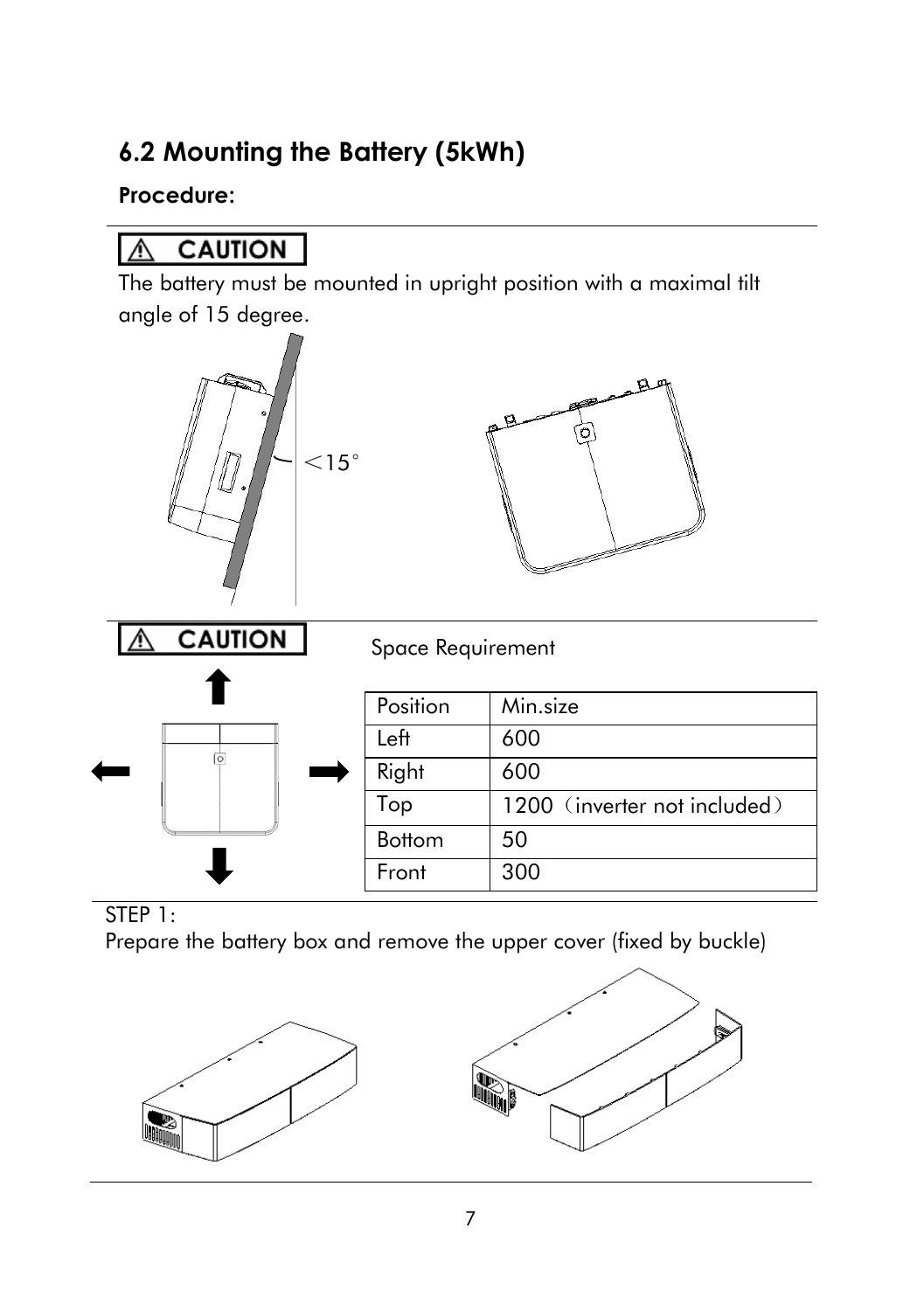## 6.2 Mounting the Battery (5kWh)

**Procedure:**

**⚠ CAUTION**

The battery must be mounted in upright position with a maximal tilt angle of 15 degree.

<15°

**⚠ CAUTION**

Space Requirement

| Position | Min.size |
| --- | --- |
| Left | 600 |
| Right | 600 |
| Top | 1200（inverter not included） |
| Bottom | 50 |
| Front | 300 |

STEP 1:

Prepare the battery box and remove the upper cover (fixed by buckle)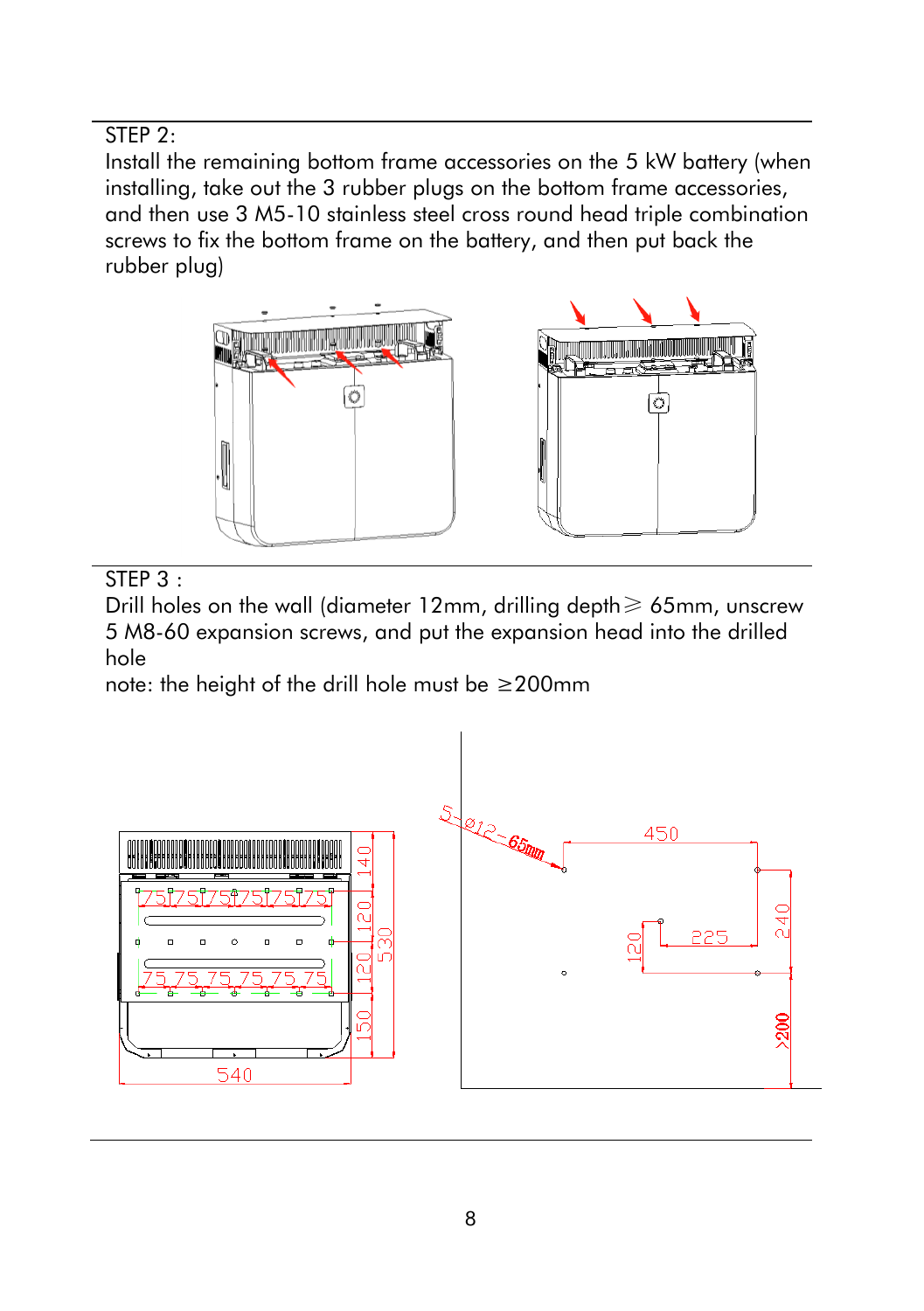STEP 2:

Install the remaining bottom frame accessories on the 5 kW battery (when installing, take out the 3 rubber plugs on the bottom frame accessories, and then use 3 M5-10 stainless steel cross round head triple combination screws to fix the bottom frame on the battery, and then put back the rubber plug)

STEP 3 :

Drill holes on the wall (diameter 12mm, drilling depth≥ 65mm, unscrew 5 M8-60 expansion screws, and put the expansion head into the drilled hole

note: the height of the drill hole must be ≥200mm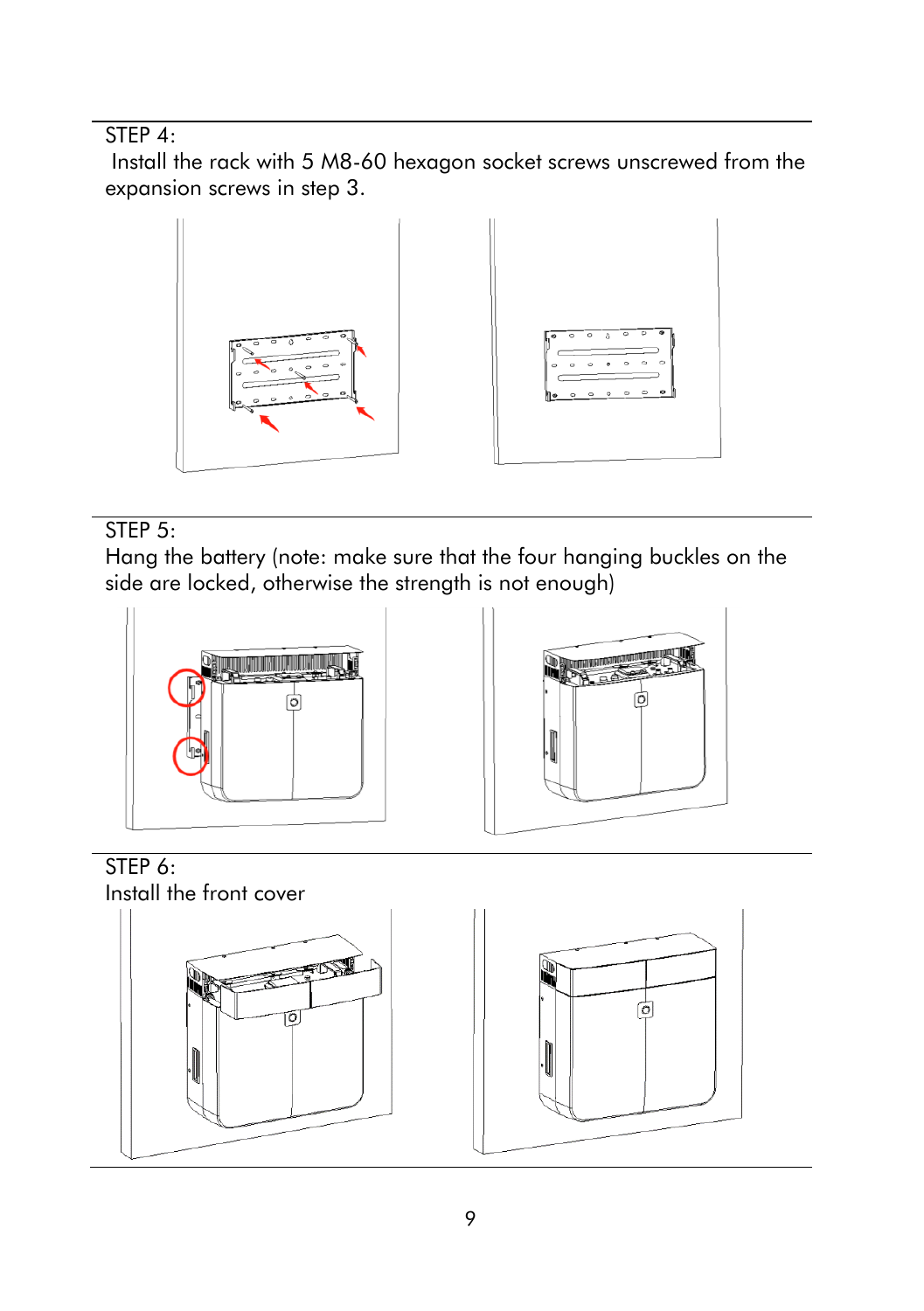STEP 4:

Install the rack with 5 M8-60 hexagon socket screws unscrewed from the expansion screws in step 3.

STEP 5:

Hang the battery (note: make sure that the four hanging buckles on the side are locked, otherwise the strength is not enough)

STEP 6:

Install the front cover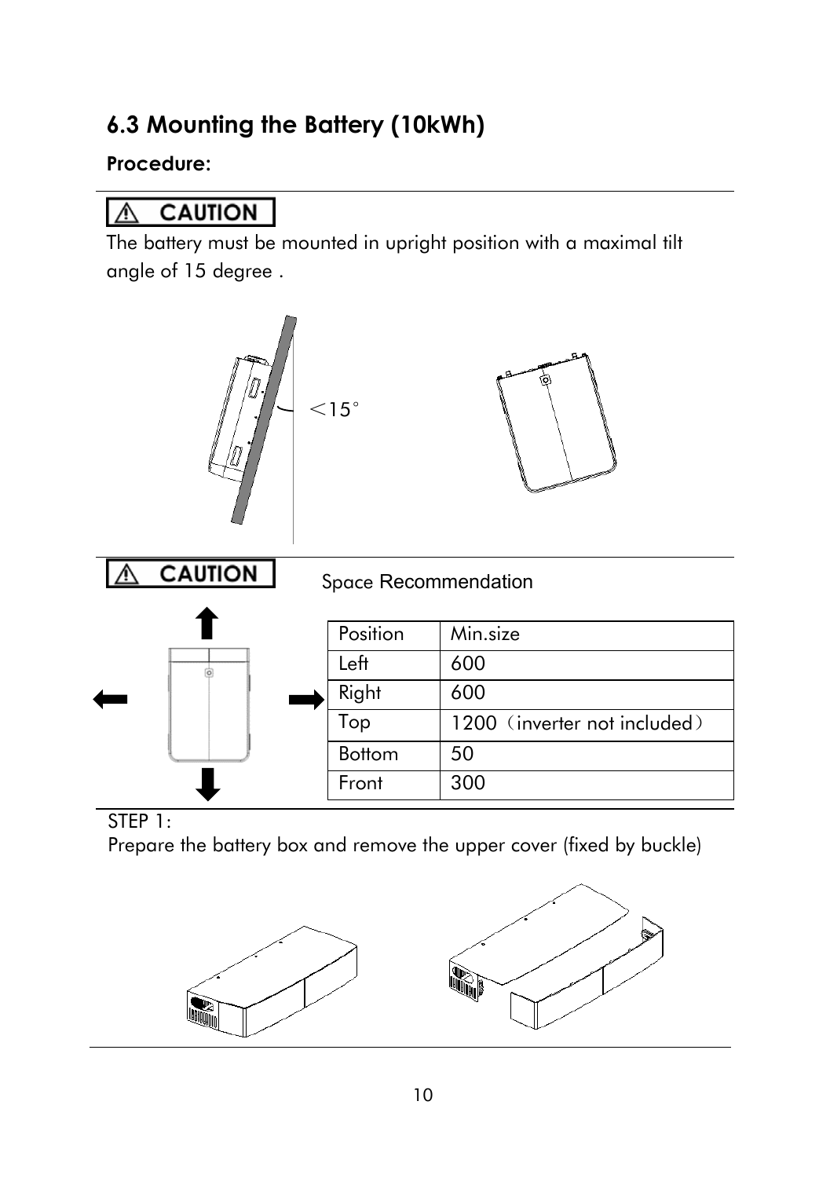## 6.3 Mounting the Battery (10kWh)

**Procedure:**

**⚠ CAUTION**

The battery must be mounted in upright position with a maximal tilt angle of 15 degree .

<15°

**⚠ CAUTION**

Space Recommendation

| Position | Min.size |
| --- | --- |
| Left | 600 |
| Right | 600 |
| Top | 1200（inverter not included） |
| Bottom | 50 |
| Front | 300 |

STEP 1:

Prepare the battery box and remove the upper cover (fixed by buckle)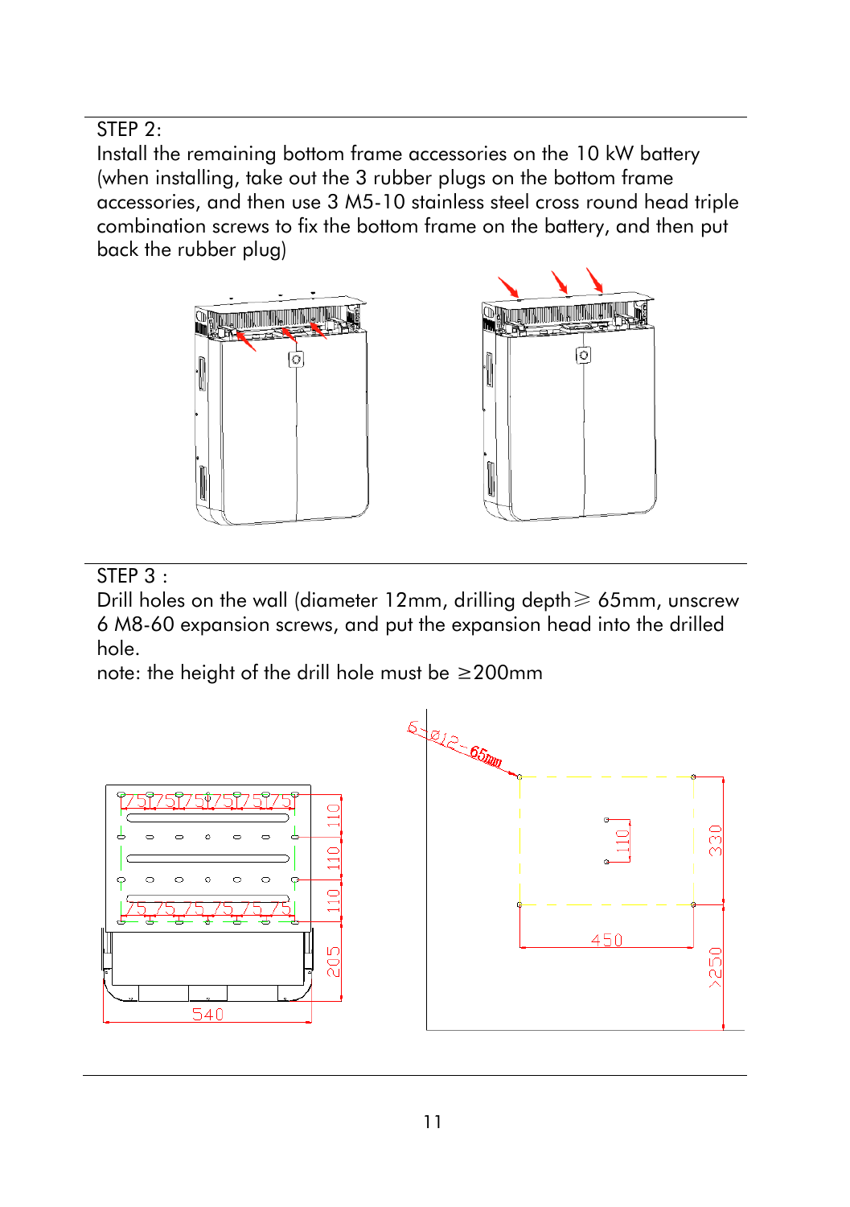STEP 2:

Install the remaining bottom frame accessories on the 10 kW battery (when installing, take out the 3 rubber plugs on the bottom frame accessories, and then use 3 M5-10 stainless steel cross round head triple combination screws to fix the bottom frame on the battery, and then put back the rubber plug)

STEP 3 :

Drill holes on the wall (diameter 12mm, drilling depth⩾ 65mm, unscrew 6 M8-60 expansion screws, and put the expansion head into the drilled hole.

note: the height of the drill hole must be ≥200mm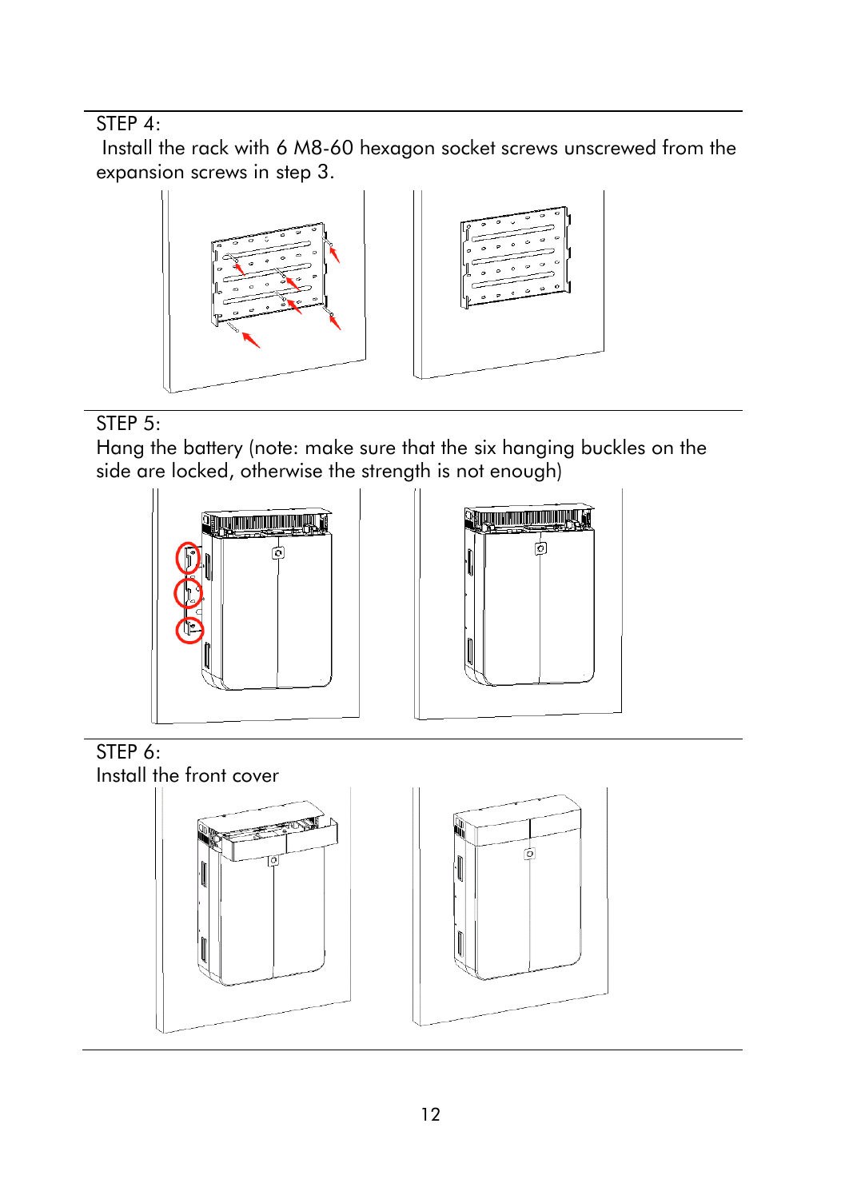STEP 4:

Install the rack with 6 M8-60 hexagon socket screws unscrewed from the expansion screws in step 3.

STEP 5:

Hang the battery (note: make sure that the six hanging buckles on the side are locked, otherwise the strength is not enough)

STEP 6:

Install the front cover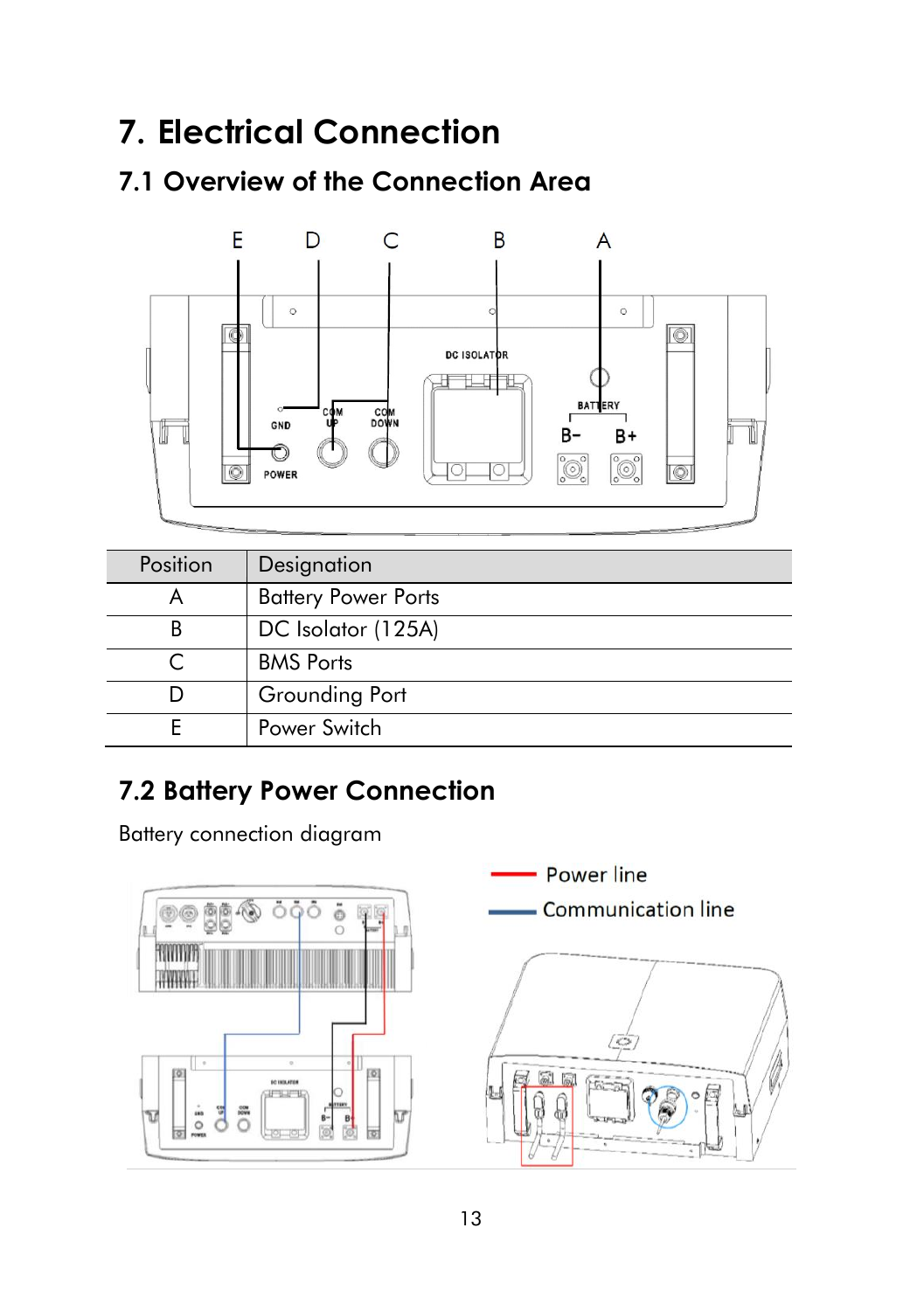# 7. Electrical Connection

## 7.1 Overview of the Connection Area

| Position | Designation |
|---|---|
| A | Battery Power Ports |
| B | DC Isolator (125A) |
| C | BMS Ports |
| D | Grounding Port |
| E | Power Switch |

## 7.2 Battery Power Connection

Battery connection diagram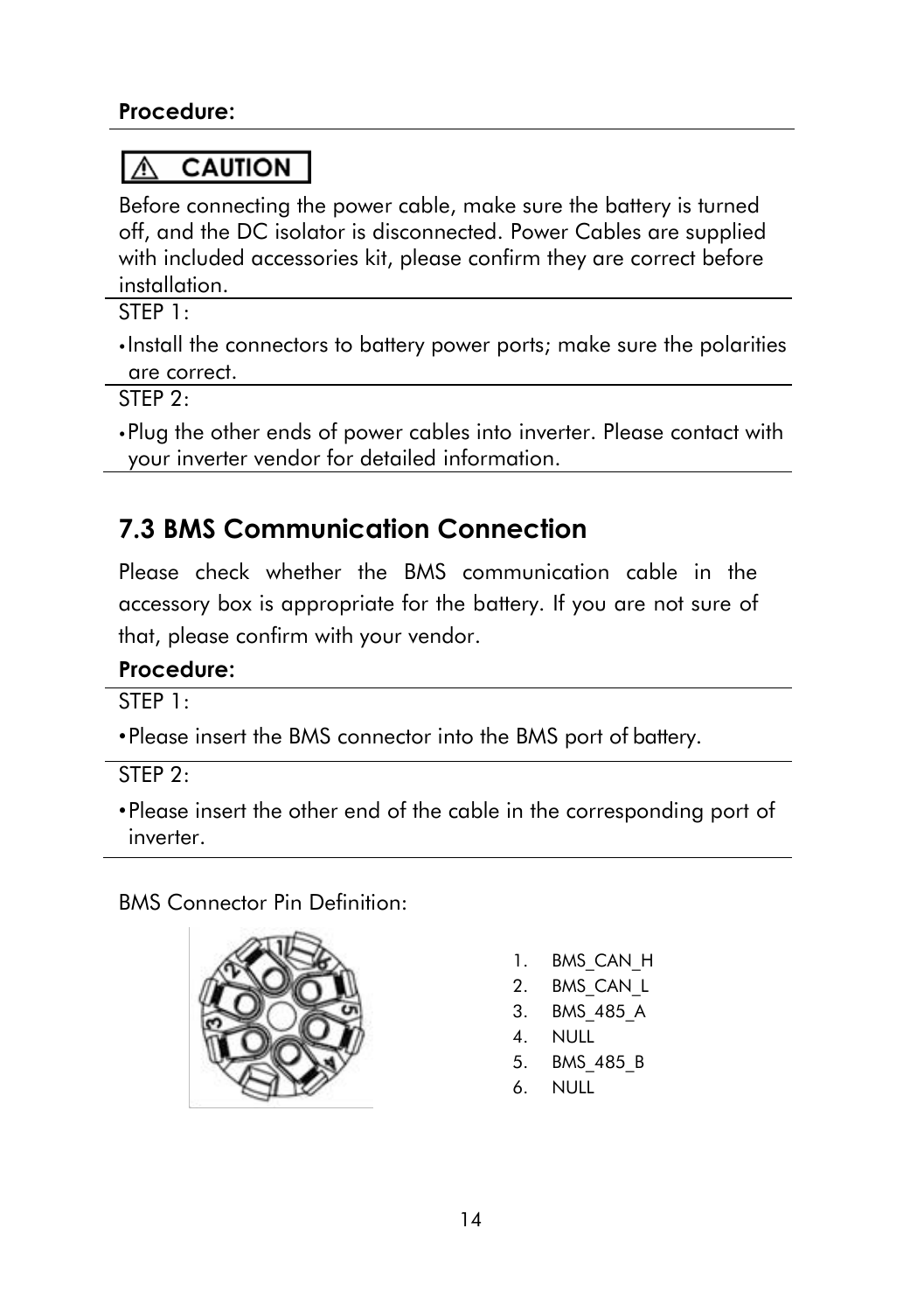**Procedure:**

**⚠ CAUTION**

Before connecting the power cable, make sure the battery is turned off, and the DC isolator is disconnected. Power Cables are supplied with included accessories kit, please confirm they are correct before installation.

STEP 1:

- Install the connectors to battery power ports; make sure the polarities are correct.

STEP 2:

- Plug the other ends of power cables into inverter. Please contact with your inverter vendor for detailed information.

## 7.3 BMS Communication Connection

Please check whether the BMS communication cable in the accessory box is appropriate for the battery. If you are not sure of that, please confirm with your vendor.

**Procedure:**

STEP 1:

- Please insert the BMS connector into the BMS port of battery.

STEP 2:

- Please insert the other end of the cable in the corresponding port of inverter.

BMS Connector Pin Definition:

1. BMS_CAN_H
2. BMS_CAN_L
3. BMS_485_A
4. NULL
5. BMS_485_B
6. NULL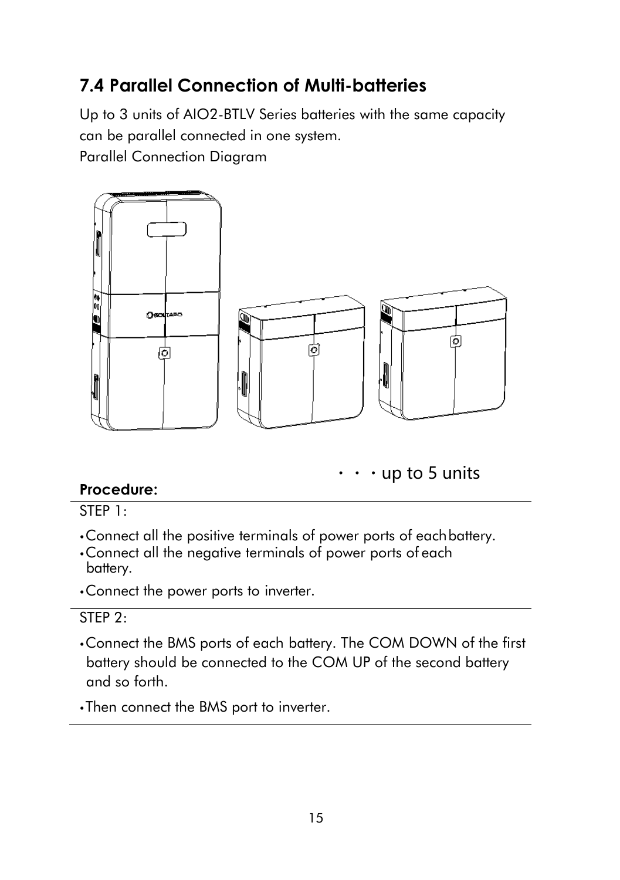## 7.4 Parallel Connection of Multi-batteries

Up to 3 units of AIO2-BTLV Series batteries with the same capacity can be parallel connected in one system.

Parallel Connection Diagram

・・・up to 5 units

**Procedure:**

STEP 1:

- Connect all the positive terminals of power ports of each battery.
- Connect all the negative terminals of power ports of each battery.
- Connect the power ports to inverter.

STEP 2:

- Connect the BMS ports of each battery. The COM DOWN of the first battery should be connected to the COM UP of the second battery and so forth.
- Then connect the BMS port to inverter.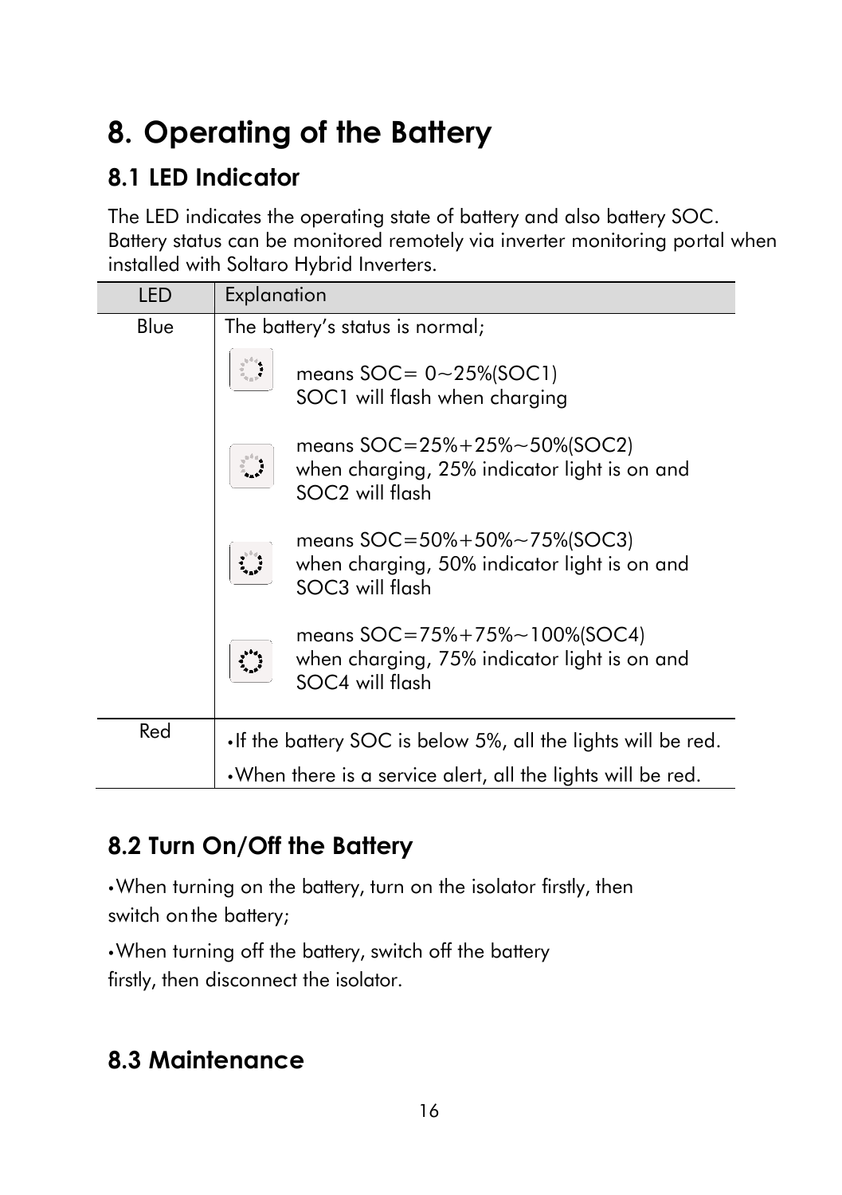# 8. Operating of the Battery

## 8.1 LED Indicator

The LED indicates the operating state of battery and also battery SOC. Battery status can be monitored remotely via inverter monitoring portal when installed with Soltaro Hybrid Inverters.

| LED | Explanation |
|---|---|
| Blue | The battery's status is normal;<br>means SOC= 0~25%(SOC1)<br>SOC1 will flash when charging<br><br>means SOC=25%+25%~50%(SOC2)<br>when charging, 25% indicator light is on and SOC2 will flash<br><br>means SOC=50%+50%~75%(SOC3)<br>when charging, 50% indicator light is on and SOC3 will flash<br><br>means SOC=75%+75%~100%(SOC4)<br>when charging, 75% indicator light is on and SOC4 will flash |
| Red | •If the battery SOC is below 5%, all the lights will be red.<br>•When there is a service alert, all the lights will be red. |

## 8.2 Turn On/Off the Battery

•When turning on the battery, turn on the isolator firstly, then switch on the battery;

•When turning off the battery, switch off the battery firstly, then disconnect the isolator.

## 8.3 Maintenance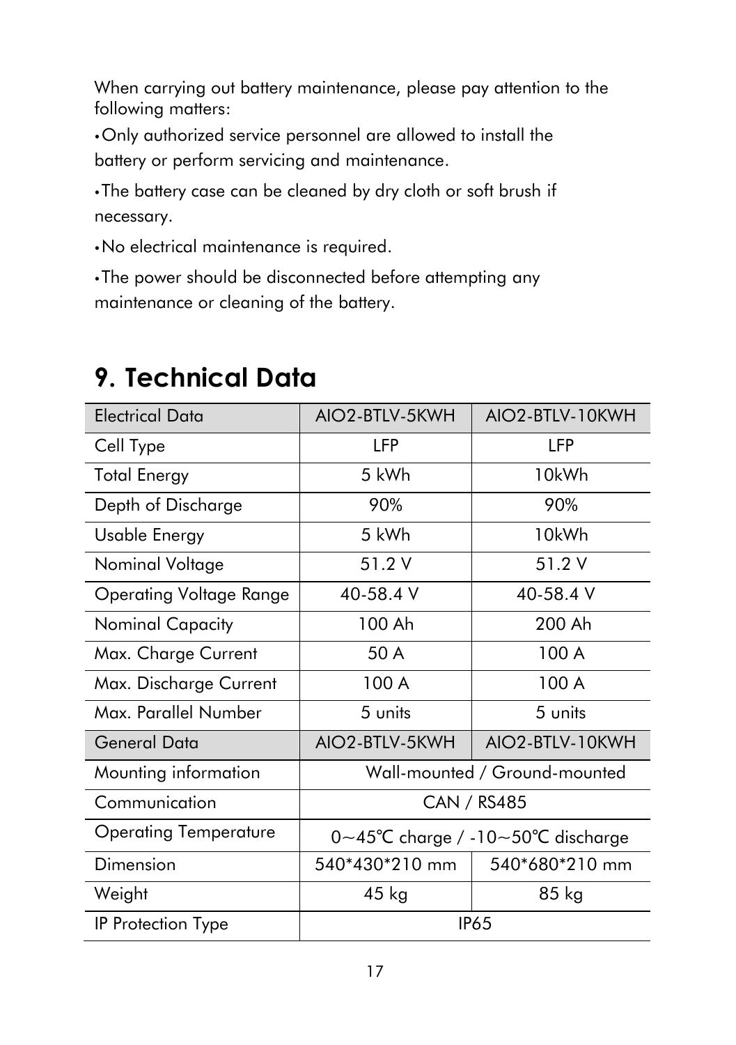When carrying out battery maintenance, please pay attention to the following matters:

•Only authorized service personnel are allowed to install the battery or perform servicing and maintenance.

•The battery case can be cleaned by dry cloth or soft brush if necessary.

•No electrical maintenance is required.

•The power should be disconnected before attempting any maintenance or cleaning of the battery.

# 9. Technical Data

| Electrical Data | AIO2-BTLV-5KWH | AIO2-BTLV-10KWH |
|---|---|---|
| Cell Type | LFP | LFP |
| Total Energy | 5 kWh | 10kWh |
| Depth of Discharge | 90% | 90% |
| Usable Energy | 5 kWh | 10kWh |
| Nominal Voltage | 51.2 V | 51.2 V |
| Operating Voltage Range | 40-58.4 V | 40-58.4 V |
| Nominal Capacity | 100 Ah | 200 Ah |
| Max. Charge Current | 50 A | 100 A |
| Max. Discharge Current | 100 A | 100 A |
| Max. Parallel Number | 5 units | 5 units |
| General Data | AIO2-BTLV-5KWH | AIO2-BTLV-10KWH |
| Mounting information | Wall-mounted / Ground-mounted | |
| Communication | CAN / RS485 | |
| Operating Temperature | 0~45℃ charge / -10~50℃ discharge | |
| Dimension | 540*430*210 mm | 540*680*210 mm |
| Weight | 45 kg | 85 kg |
| IP Protection Type | IP65 | |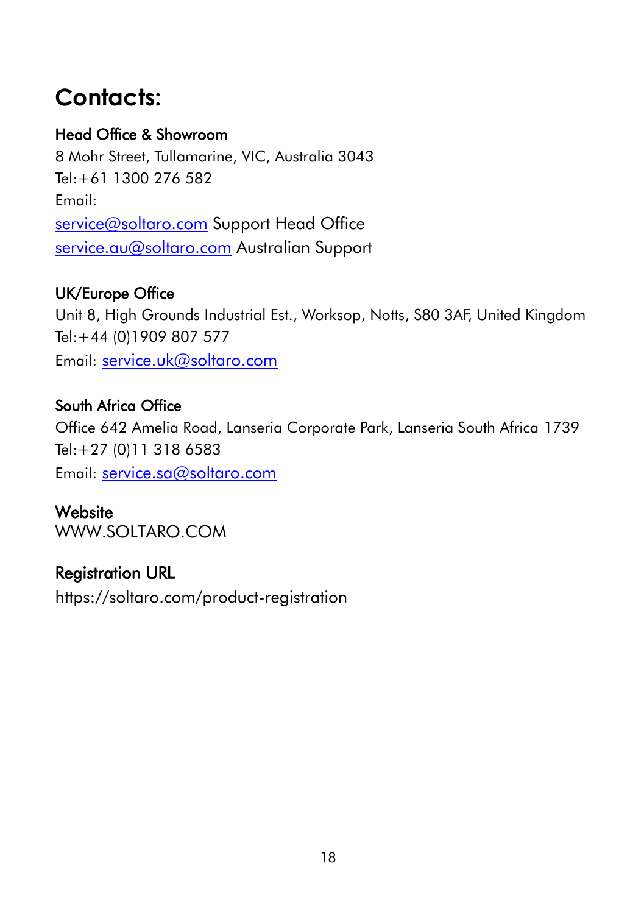# Contacts:

**Head Office & Showroom**
8 Mohr Street, Tullamarine, VIC, Australia 3043
Tel:+61 1300 276 582
Email:
service@soltaro.com Support Head Office
service.au@soltaro.com Australian Support

**UK/Europe Office**
Unit 8, High Grounds Industrial Est., Worksop, Notts, S80 3AF, United Kingdom
Tel:+44 (0)1909 807 577
Email: service.uk@soltaro.com

**South Africa Office**
Office 642 Amelia Road, Lanseria Corporate Park, Lanseria South Africa 1739
Tel:+27 (0)11 318 6583
Email: service.sa@soltaro.com

**Website**
WWW.SOLTARO.COM

**Registration URL**
https://soltaro.com/product-registration